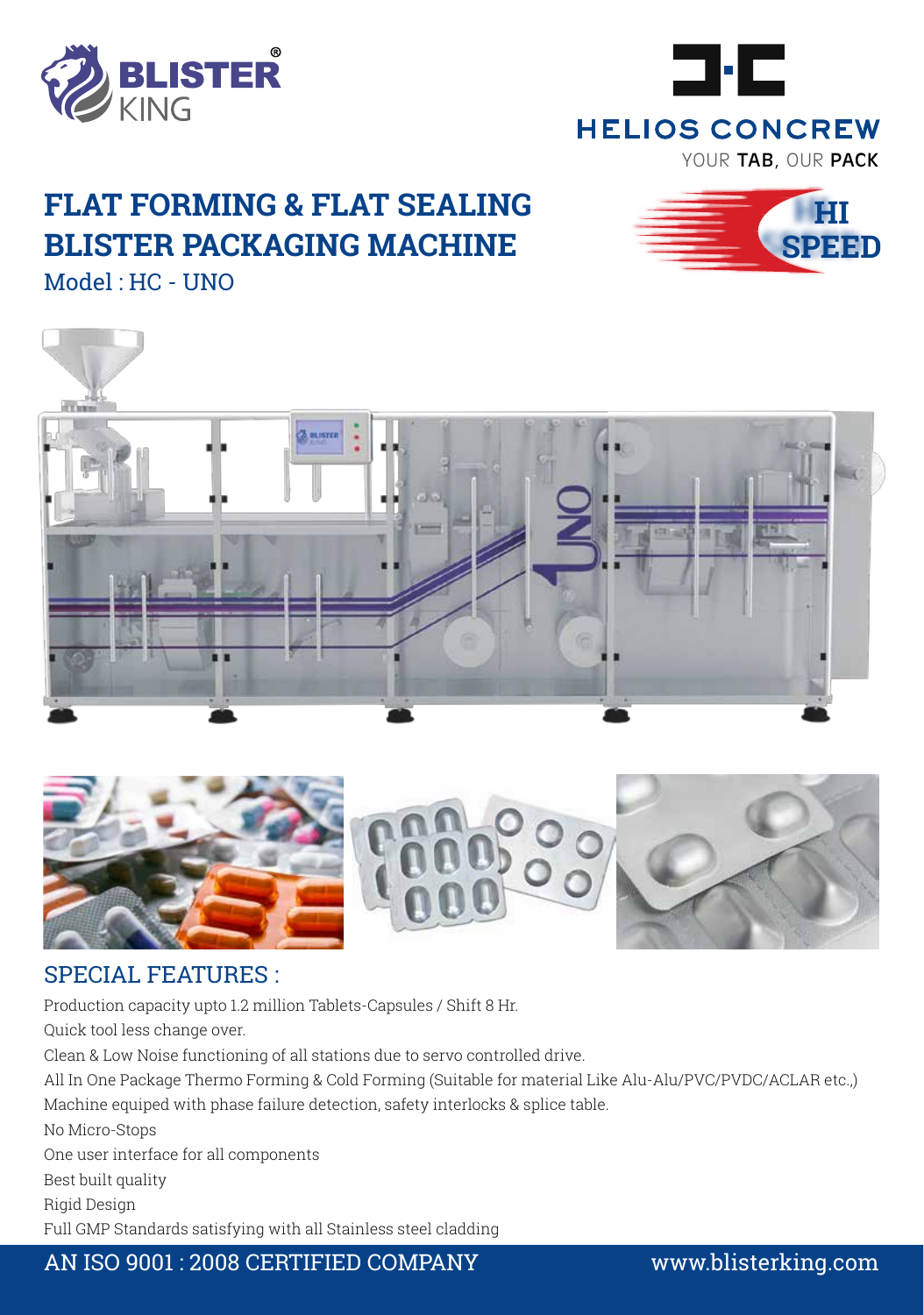BLISTER KING

HELIOS CONCREW

YOUR TAB, OUR PACK

# FLAT FORMING & FLAT SEALING BLISTER PACKAGING MACHINE

Model : HC - UNO

HI SPEED

## SPECIAL FEATURES :

Production capacity upto 1.2 million Tablets-Capsules / Shift 8 Hr.

Quick tool less change over.

Clean & Low Noise functioning of all stations due to servo controlled drive.

All In One Package Thermo Forming & Cold Forming (Suitable for material Like Alu-Alu/PVC/PVDC/ACLAR etc.,)

Machine equiped with phase failure detection, safety interlocks & splice table.

No Micro-Stops

One user interface for all components

Best built quality

Rigid Design

Full GMP Standards satisfying with all Stainless steel cladding

AN ISO 9001 : 2008 CERTIFIED COMPANY

www.blisterking.com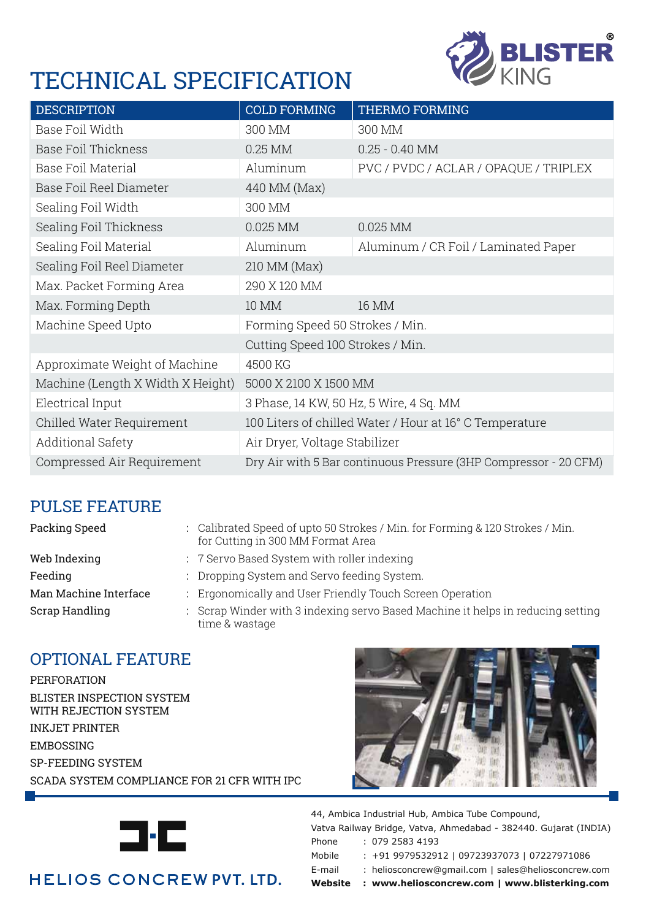# TECHNICAL SPECIFICATION

| DESCRIPTION | COLD FORMING | THERMO FORMING |
|---|---|---|
| Base Foil Width | 300 MM | 300 MM |
| Base Foil Thickness | 0.25 MM | 0.25 - 0.40 MM |
| Base Foil Material | Aluminum | PVC / PVDC / ACLAR / OPAQUE / TRIPLEX |
| Base Foil Reel Diameter | 440 MM (Max) | |
| Sealing Foil Width | 300 MM | |
| Sealing Foil Thickness | 0.025 MM | 0.025 MM |
| Sealing Foil Material | Aluminum | Aluminum / CR Foil / Laminated Paper |
| Sealing Foil Reel Diameter | 210 MM (Max) | |
| Max. Packet Forming Area | 290 X 120 MM | |
| Max. Forming Depth | 10 MM | 16 MM |
| Machine Speed Upto | Forming Speed 50 Strokes / Min. | |
| | Cutting Speed 100 Strokes / Min. | |
| Approximate Weight of Machine | 4500 KG | |
| Machine (Length X Width X Height) | 5000 X 2100 X 1500 MM | |
| Electrical Input | 3 Phase, 14 KW, 50 Hz, 5 Wire, 4 Sq. MM | |
| Chilled Water Requirement | 100 Liters of chilled Water / Hour at 16° C Temperature | |
| Additional Safety | Air Dryer, Voltage Stabilizer | |
| Compressed Air Requirement | Dry Air with 5 Bar continuous Pressure (3HP Compressor - 20 CFM) | |

## PULSE FEATURE

**Packing Speed** : Calibrated Speed of upto 50 Strokes / Min. for Forming & 120 Strokes / Min. for Cutting in 300 MM Format Area

**Web Indexing** : 7 Servo Based System with roller indexing

**Feeding** : Dropping System and Servo feeding System.

**Man Machine Interface** : Ergonomically and User Friendly Touch Screen Operation

**Scrap Handling** : Scrap Winder with 3 indexing servo Based Machine it helps in reducing setting time & wastage

## OPTIONAL FEATURE

PERFORATION

BLISTER INSPECTION SYSTEM WITH REJECTION SYSTEM

INKJET PRINTER

EMBOSSING

SP-FEEDING SYSTEM

SCADA SYSTEM COMPLIANCE FOR 21 CFR WITH IPC

HELIOS CONCREW PVT. LTD.

44, Ambica Industrial Hub, Ambica Tube Compound,
Vatva Railway Bridge, Vatva, Ahmedabad - 382440. Gujarat (INDIA)

Phone : 079 2583 4193

Mobile : +91 9979532912 | 09723937073 | 07227971086

E-mail : heliosconcrew@gmail.com | sales@heliosconcrew.com

**Website : www.heliosconcrew.com | www.blisterking.com**